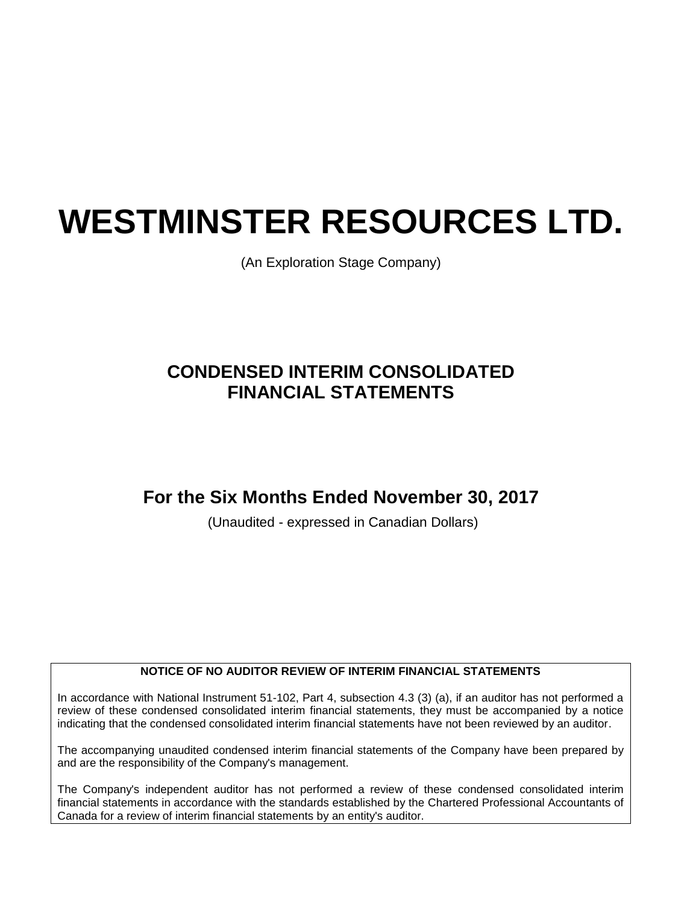# WESTMINSTER RESOURCES LTD.

(An Exploration Stage Company)

## CONDENSED INTERIM CONSOLIDATED FINANCIAL STATEMENTS

## For the Six Months Ended November 30, 2017

(Unaudited - expressed in Canadian Dollars)

**NOTICE OF NO AUDITOR REVIEW OF INTERIM FINANCIAL STATEMENTS**

In accordance with National Instrument 51-102, Part 4, subsection 4.3 (3) (a), if an auditor has not performed a review of these condensed consolidated interim financial statements, they must be accompanied by a notice indicating that the condensed consolidated interim financial statements have not been reviewed by an auditor.

The accompanying unaudited condensed interim financial statements of the Company have been prepared by and are the responsibility of the Company's management.

The Company's independent auditor has not performed a review of these condensed consolidated interim financial statements in accordance with the standards established by the Chartered Professional Accountants of Canada for a review of interim financial statements by an entity's auditor.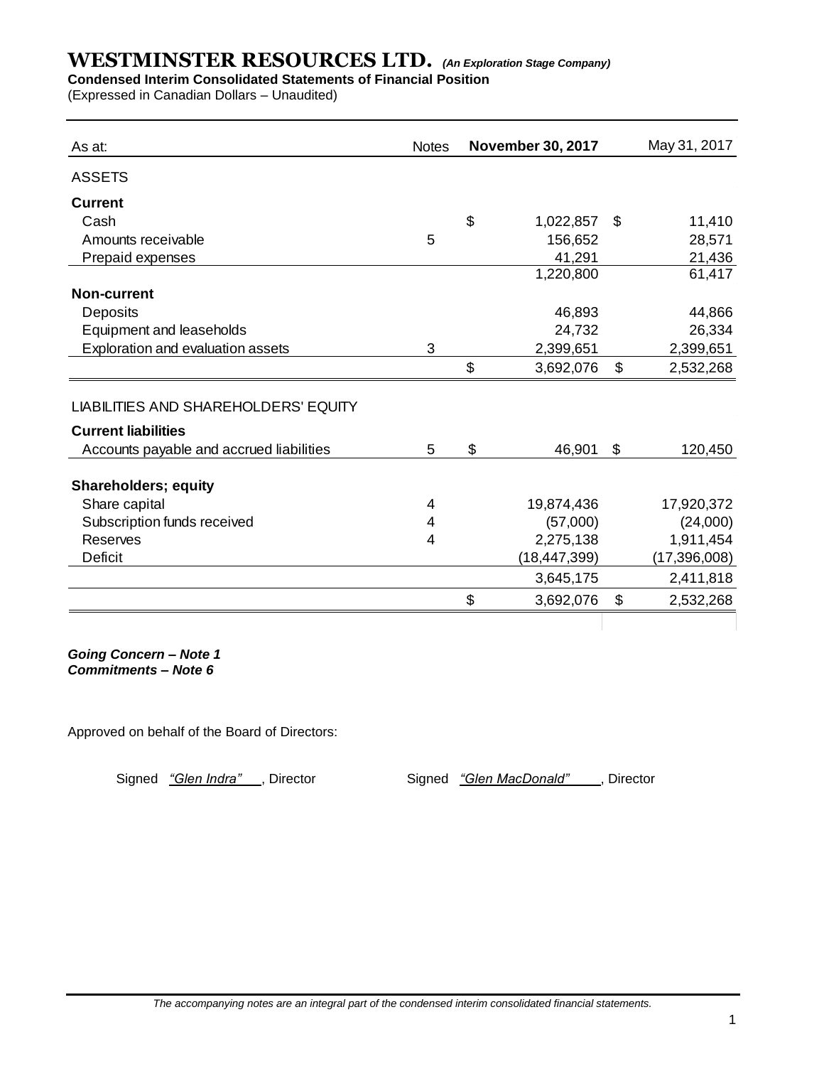# WESTMINSTER RESOURCES LTD. *(An Exploration Stage Company)*

**Condensed Interim Consolidated Statements of Financial Position**

(Expressed in Canadian Dollars – Unaudited)

| As at: | Notes | November 30, 2017 | May 31, 2017 |
|---|---|---|---|
| ASSETS | | | |
| **Current** | | | |
| Cash | | $ 1,022,857 | $ 11,410 |
| Amounts receivable | 5 | 156,652 | 28,571 |
| Prepaid expenses | | 41,291 | 21,436 |
| | | 1,220,800 | 61,417 |
| **Non-current** | | | |
| Deposits | | 46,893 | 44,866 |
| Equipment and leaseholds | | 24,732 | 26,334 |
| Exploration and evaluation assets | 3 | 2,399,651 | 2,399,651 |
| | | $ 3,692,076 | $ 2,532,268 |
| LIABILITIES AND SHAREHOLDERS' EQUITY | | | |
| **Current liabilities** | | | |
| Accounts payable and accrued liabilities | 5 | $ 46,901 | $ 120,450 |
| **Shareholders; equity** | | | |
| Share capital | 4 | 19,874,436 | 17,920,372 |
| Subscription funds received | 4 | (57,000) | (24,000) |
| Reserves | 4 | 2,275,138 | 1,911,454 |
| Deficit | | (18,447,399) | (17,396,008) |
| | | 3,645,175 | 2,411,818 |
| | | $ 3,692,076 | $ 2,532,268 |

***Going Concern – Note 1***
***Commitments – Note 6***

Approved on behalf of the Board of Directors:

Signed *"Glen Indra"* , Director Signed *"Glen MacDonald"* , Director

*The accompanying notes are an integral part of the condensed interim consolidated financial statements.*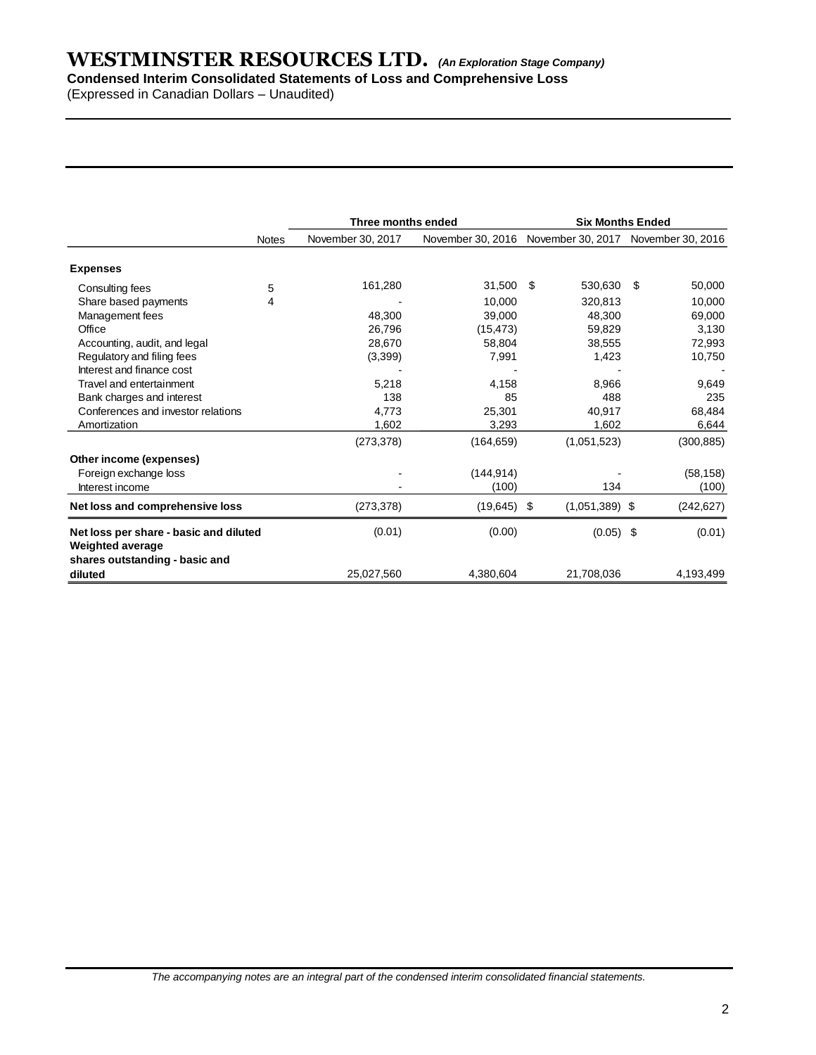# WESTMINSTER RESOURCES LTD. *(An Exploration Stage Company)*

**Condensed Interim Consolidated Statements of Loss and Comprehensive Loss**

(Expressed in Canadian Dollars – Unaudited)

| | | Three months ended | | Six Months Ended | |
|---|---|---|---|---|---|
| | Notes | November 30, 2017 | November 30, 2016 | November 30, 2017 | November 30, 2016 |
| **Expenses** | | | | | |
| Consulting fees | 5 | 161,280 | 31,500 | $ 530,630 | $ 50,000 |
| Share based payments | 4 | - | 10,000 | 320,813 | 10,000 |
| Management fees | | 48,300 | 39,000 | 48,300 | 69,000 |
| Office | | 26,796 | (15,473) | 59,829 | 3,130 |
| Accounting, audit, and legal | | 28,670 | 58,804 | 38,555 | 72,993 |
| Regulatory and filing fees | | (3,399) | 7,991 | 1,423 | 10,750 |
| Interest and finance cost | | - | - | - | - |
| Travel and entertainment | | 5,218 | 4,158 | 8,966 | 9,649 |
| Bank charges and interest | | 138 | 85 | 488 | 235 |
| Conferences and investor relations | | 4,773 | 25,301 | 40,917 | 68,484 |
| Amortization | | 1,602 | 3,293 | 1,602 | 6,644 |
| | | (273,378) | (164,659) | (1,051,523) | (300,885) |
| **Other income (expenses)** | | | | | |
| Foreign exchange loss | | - | (144,914) | - | (58,158) |
| Interest income | | - | (100) | 134 | (100) |
| **Net loss and comprehensive loss** | | (273,378) | (19,645) | $ (1,051,389) | $ (242,627) |
| **Net loss per share - basic and diluted** | | (0.01) | (0.00) | (0.05) | $ (0.01) |
| **Weighted average shares outstanding - basic and diluted** | | 25,027,560 | 4,380,604 | 21,708,036 | 4,193,499 |

*The accompanying notes are an integral part of the condensed interim consolidated financial statements.*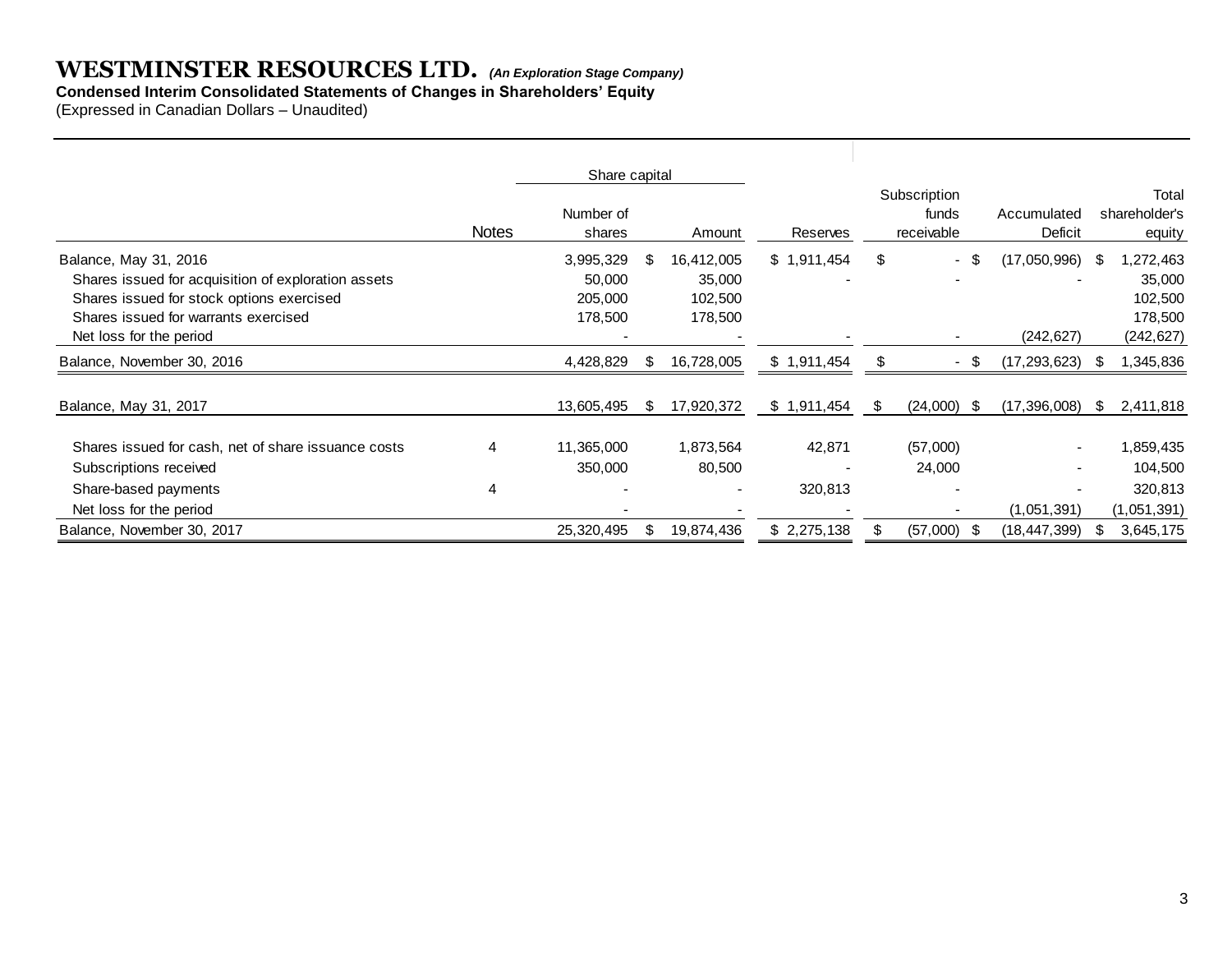# WESTMINSTER RESOURCES LTD. *(An Exploration Stage Company)*

**Condensed Interim Consolidated Statements of Changes in Shareholders' Equity**

(Expressed in Canadian Dollars – Unaudited)

| | Notes | Share capital | | Reserves | Subscription funds receivable | Accumulated Deficit | Total shareholder's equity |
|---|---|---|---|---|---|---|---|
| | | Number of shares | Amount | | | | |
| Balance, May 31, 2016 | | 3,995,329 | $ 16,412,005 | $ 1,911,454 | $ - | $ (17,050,996) | $ 1,272,463 |
| Shares issued for acquisition of exploration assets | | 50,000 | 35,000 | - | - | - | 35,000 |
| Shares issued for stock options exercised | | 205,000 | 102,500 | | | | 102,500 |
| Shares issued for warrants exercised | | 178,500 | 178,500 | | | | 178,500 |
| Net loss for the period | | - | - | - | - | (242,627) | (242,627) |
| Balance, November 30, 2016 | | 4,428,829 | $ 16,728,005 | $ 1,911,454 | $ - | $ (17,293,623) | $ 1,345,836 |
| | | | | | | | |
| Balance, May 31, 2017 | | 13,605,495 | $ 17,920,372 | $ 1,911,454 | $ (24,000) | $ (17,396,008) | $ 2,411,818 |
| | | | | | | | |
| Shares issued for cash, net of share issuance costs | 4 | 11,365,000 | 1,873,564 | 42,871 | (57,000) | - | 1,859,435 |
| Subscriptions received | | 350,000 | 80,500 | - | 24,000 | - | 104,500 |
| Share-based payments | 4 | - | - | 320,813 | - | - | 320,813 |
| Net loss for the period | | - | - | - | - | (1,051,391) | (1,051,391) |
| Balance, November 30, 2017 | | 25,320,495 | $ 19,874,436 | $ 2,275,138 | $ (57,000) | $ (18,447,399) | $ 3,645,175 |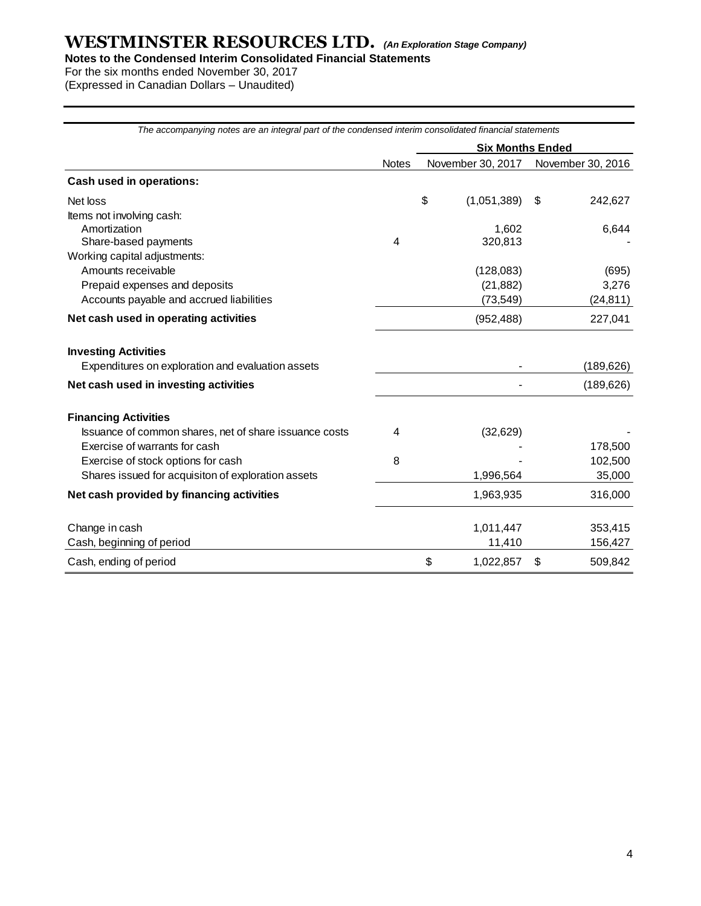# WESTMINSTER RESOURCES LTD. *(An Exploration Stage Company)*

**Notes to the Condensed Interim Consolidated Financial Statements**

For the six months ended November 30, 2017

(Expressed in Canadian Dollars – Unaudited)

*The accompanying notes are an integral part of the condensed interim consolidated financial statements*

| | | Six Months Ended | |
|---|---|---|---|
| | Notes | November 30, 2017 | November 30, 2016 |
| **Cash used in operations:** | | | |
| Net loss | | $ (1,051,389) | $ 242,627 |
| Items not involving cash: | | | |
| Amortization | | 1,602 | 6,644 |
| Share-based payments | 4 | 320,813 | - |
| Working capital adjustments: | | | |
| Amounts receivable | | (128,083) | (695) |
| Prepaid expenses and deposits | | (21,882) | 3,276 |
| Accounts payable and accrued liabilities | | (73,549) | (24,811) |
| **Net cash used in operating activities** | | (952,488) | 227,041 |
| **Investing Activities** | | | |
| Expenditures on exploration and evaluation assets | | - | (189,626) |
| **Net cash used in investing activities** | | - | (189,626) |
| **Financing Activities** | | | |
| Issuance of common shares, net of share issuance costs | 4 | (32,629) | - |
| Exercise of warrants for cash | | - | 178,500 |
| Exercise of stock options for cash | 8 | - | 102,500 |
| Shares issued for acquisiton of exploration assets | | 1,996,564 | 35,000 |
| **Net cash provided by financing activities** | | 1,963,935 | 316,000 |
| Change in cash | | 1,011,447 | 353,415 |
| Cash, beginning of period | | 11,410 | 156,427 |
| Cash, ending of period | | $ 1,022,857 | $ 509,842 |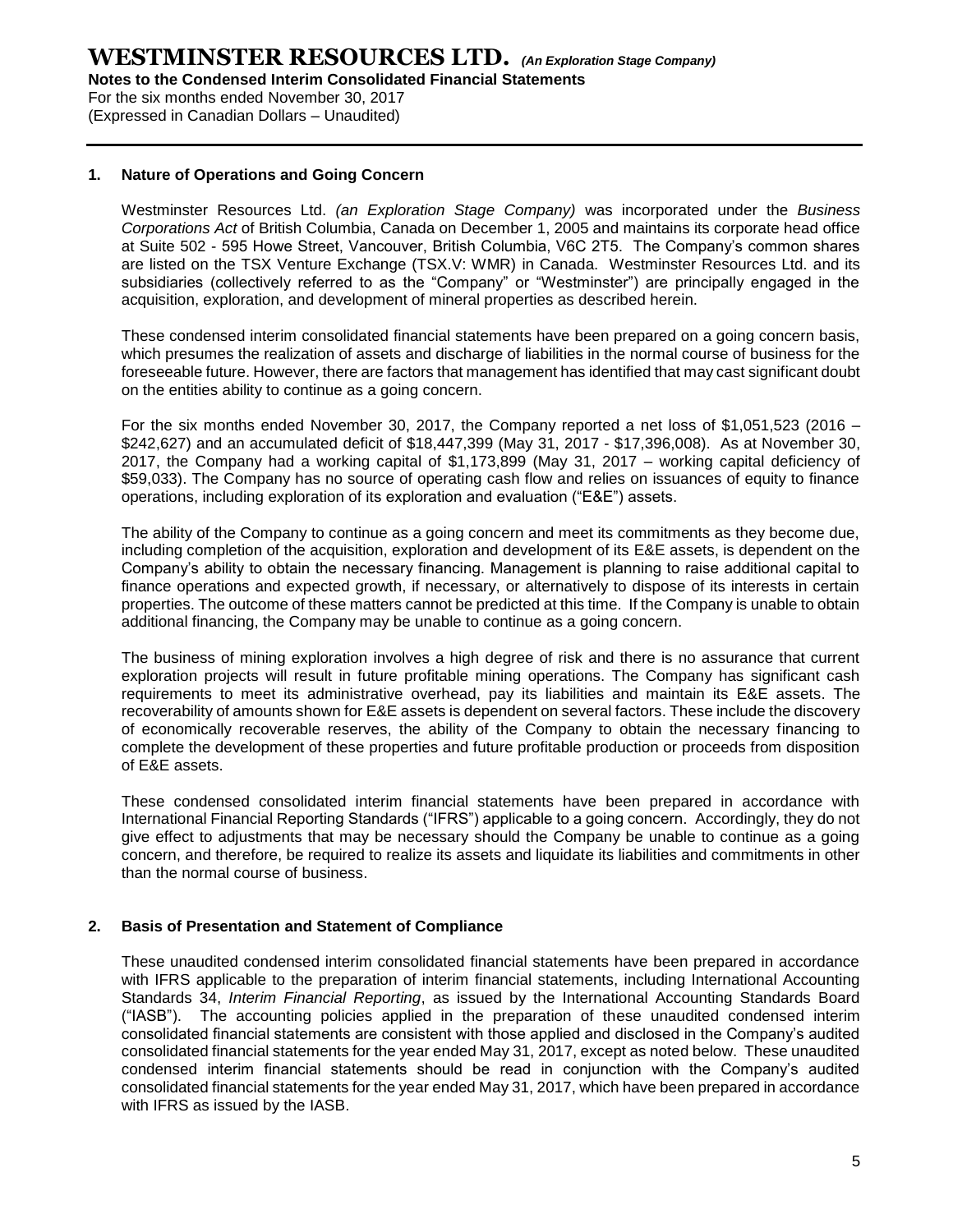## 1. Nature of Operations and Going Concern

Westminster Resources Ltd. *(an Exploration Stage Company)* was incorporated under the *Business Corporations Act* of British Columbia, Canada on December 1, 2005 and maintains its corporate head office at Suite 502 - 595 Howe Street, Vancouver, British Columbia, V6C 2T5. The Company's common shares are listed on the TSX Venture Exchange (TSX.V: WMR) in Canada. Westminster Resources Ltd. and its subsidiaries (collectively referred to as the "Company" or "Westminster") are principally engaged in the acquisition, exploration, and development of mineral properties as described herein.

These condensed interim consolidated financial statements have been prepared on a going concern basis, which presumes the realization of assets and discharge of liabilities in the normal course of business for the foreseeable future. However, there are factors that management has identified that may cast significant doubt on the entities ability to continue as a going concern.

For the six months ended November 30, 2017, the Company reported a net loss of $1,051,523 (2016 – $242,627) and an accumulated deficit of $18,447,399 (May 31, 2017 - $17,396,008). As at November 30, 2017, the Company had a working capital of $1,173,899 (May 31, 2017 – working capital deficiency of $59,033). The Company has no source of operating cash flow and relies on issuances of equity to finance operations, including exploration of its exploration and evaluation ("E&E") assets.

The ability of the Company to continue as a going concern and meet its commitments as they become due, including completion of the acquisition, exploration and development of its E&E assets, is dependent on the Company's ability to obtain the necessary financing. Management is planning to raise additional capital to finance operations and expected growth, if necessary, or alternatively to dispose of its interests in certain properties. The outcome of these matters cannot be predicted at this time. If the Company is unable to obtain additional financing, the Company may be unable to continue as a going concern.

The business of mining exploration involves a high degree of risk and there is no assurance that current exploration projects will result in future profitable mining operations. The Company has significant cash requirements to meet its administrative overhead, pay its liabilities and maintain its E&E assets. The recoverability of amounts shown for E&E assets is dependent on several factors. These include the discovery of economically recoverable reserves, the ability of the Company to obtain the necessary financing to complete the development of these properties and future profitable production or proceeds from disposition of E&E assets.

These condensed consolidated interim financial statements have been prepared in accordance with International Financial Reporting Standards ("IFRS") applicable to a going concern. Accordingly, they do not give effect to adjustments that may be necessary should the Company be unable to continue as a going concern, and therefore, be required to realize its assets and liquidate its liabilities and commitments in other than the normal course of business.

## 2. Basis of Presentation and Statement of Compliance

These unaudited condensed interim consolidated financial statements have been prepared in accordance with IFRS applicable to the preparation of interim financial statements, including International Accounting Standards 34, *Interim Financial Reporting*, as issued by the International Accounting Standards Board ("IASB"). The accounting policies applied in the preparation of these unaudited condensed interim consolidated financial statements are consistent with those applied and disclosed in the Company's audited consolidated financial statements for the year ended May 31, 2017, except as noted below. These unaudited condensed interim financial statements should be read in conjunction with the Company's audited consolidated financial statements for the year ended May 31, 2017, which have been prepared in accordance with IFRS as issued by the IASB.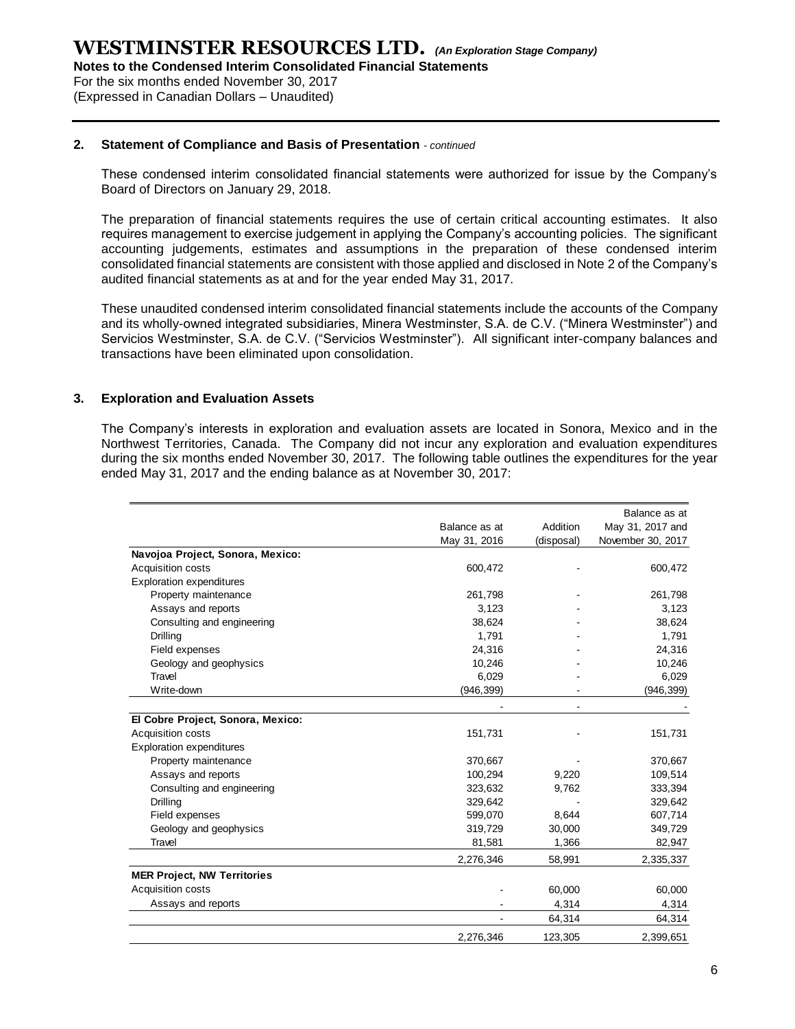## 2. Statement of Compliance and Basis of Presentation - *continued*

These condensed interim consolidated financial statements were authorized for issue by the Company's Board of Directors on January 29, 2018.

The preparation of financial statements requires the use of certain critical accounting estimates. It also requires management to exercise judgement in applying the Company's accounting policies. The significant accounting judgements, estimates and assumptions in the preparation of these condensed interim consolidated financial statements are consistent with those applied and disclosed in Note 2 of the Company's audited financial statements as at and for the year ended May 31, 2017.

These unaudited condensed interim consolidated financial statements include the accounts of the Company and its wholly-owned integrated subsidiaries, Minera Westminster, S.A. de C.V. ("Minera Westminster") and Servicios Westminster, S.A. de C.V. ("Servicios Westminster"). All significant inter-company balances and transactions have been eliminated upon consolidation.

## 3. Exploration and Evaluation Assets

The Company's interests in exploration and evaluation assets are located in Sonora, Mexico and in the Northwest Territories, Canada. The Company did not incur any exploration and evaluation expenditures during the six months ended November 30, 2017. The following table outlines the expenditures for the year ended May 31, 2017 and the ending balance as at November 30, 2017:

| | Balance as at May 31, 2016 | Addition (disposal) | Balance as at May 31, 2017 and November 30, 2017 |
|---|---|---|---|
| **Navojoa Project, Sonora, Mexico:** | | | |
| Acquisition costs | 600,472 | - | 600,472 |
| Exploration expenditures | | | |
| Property maintenance | 261,798 | - | 261,798 |
| Assays and reports | 3,123 | - | 3,123 |
| Consulting and engineering | 38,624 | - | 38,624 |
| Drilling | 1,791 | - | 1,791 |
| Field expenses | 24,316 | - | 24,316 |
| Geology and geophysics | 10,246 | - | 10,246 |
| Travel | 6,029 | - | 6,029 |
| Write-down | (946,399) | - | (946,399) |
| | - | - | - |
| **El Cobre Project, Sonora, Mexico:** | | | |
| Acquisition costs | 151,731 | - | 151,731 |
| Exploration expenditures | | | |
| Property maintenance | 370,667 | - | 370,667 |
| Assays and reports | 100,294 | 9,220 | 109,514 |
| Consulting and engineering | 323,632 | 9,762 | 333,394 |
| Drilling | 329,642 | - | 329,642 |
| Field expenses | 599,070 | 8,644 | 607,714 |
| Geology and geophysics | 319,729 | 30,000 | 349,729 |
| Travel | 81,581 | 1,366 | 82,947 |
| | 2,276,346 | 58,991 | 2,335,337 |
| **MER Project, NW Territories** | | | |
| Acquisition costs | - | 60,000 | 60,000 |
| Assays and reports | - | 4,314 | 4,314 |
| | - | 64,314 | 64,314 |
| | 2,276,346 | 123,305 | 2,399,651 |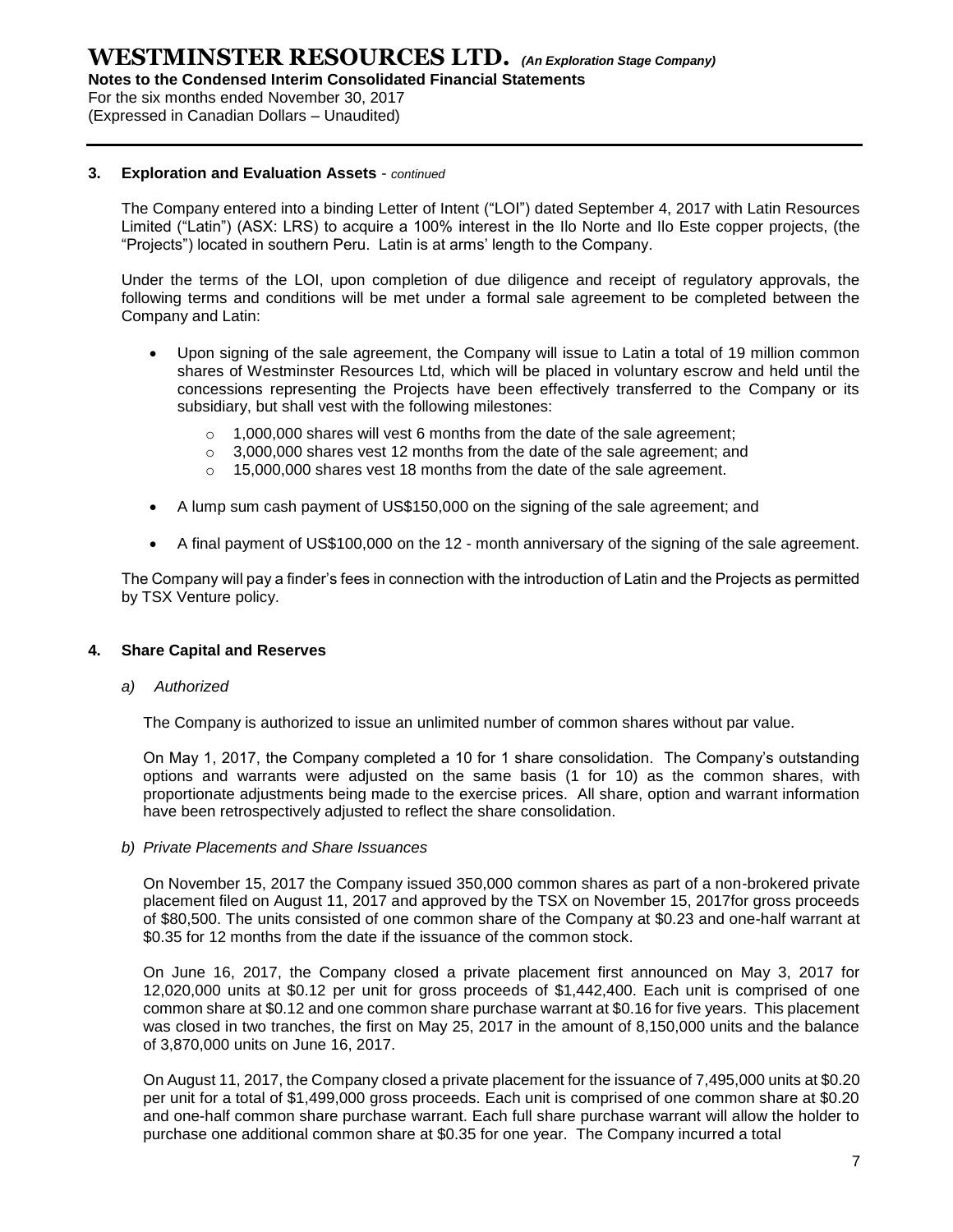### 3. Exploration and Evaluation Assets - *continued*

The Company entered into a binding Letter of Intent ("LOI") dated September 4, 2017 with Latin Resources Limited ("Latin") (ASX: LRS) to acquire a 100% interest in the Ilo Norte and Ilo Este copper projects, (the "Projects") located in southern Peru. Latin is at arms' length to the Company.

Under the terms of the LOI, upon completion of due diligence and receipt of regulatory approvals, the following terms and conditions will be met under a formal sale agreement to be completed between the Company and Latin:

- Upon signing of the sale agreement, the Company will issue to Latin a total of 19 million common shares of Westminster Resources Ltd, which will be placed in voluntary escrow and held until the concessions representing the Projects have been effectively transferred to the Company or its subsidiary, but shall vest with the following milestones:
  - 1,000,000 shares will vest 6 months from the date of the sale agreement;
  - 3,000,000 shares vest 12 months from the date of the sale agreement; and
  - 15,000,000 shares vest 18 months from the date of the sale agreement.
- A lump sum cash payment of US$150,000 on the signing of the sale agreement; and
- A final payment of US$100,000 on the 12 - month anniversary of the signing of the sale agreement.

The Company will pay a finder's fees in connection with the introduction of Latin and the Projects as permitted by TSX Venture policy.

### 4. Share Capital and Reserves

*a) Authorized*

The Company is authorized to issue an unlimited number of common shares without par value.

On May 1, 2017, the Company completed a 10 for 1 share consolidation. The Company's outstanding options and warrants were adjusted on the same basis (1 for 10) as the common shares, with proportionate adjustments being made to the exercise prices. All share, option and warrant information have been retrospectively adjusted to reflect the share consolidation.

*b) Private Placements and Share Issuances*

On November 15, 2017 the Company issued 350,000 common shares as part of a non-brokered private placement filed on August 11, 2017 and approved by the TSX on November 15, 2017for gross proceeds of $80,500. The units consisted of one common share of the Company at $0.23 and one-half warrant at $0.35 for 12 months from the date if the issuance of the common stock.

On June 16, 2017, the Company closed a private placement first announced on May 3, 2017 for 12,020,000 units at $0.12 per unit for gross proceeds of $1,442,400. Each unit is comprised of one common share at $0.12 and one common share purchase warrant at $0.16 for five years. This placement was closed in two tranches, the first on May 25, 2017 in the amount of 8,150,000 units and the balance of 3,870,000 units on June 16, 2017.

On August 11, 2017, the Company closed a private placement for the issuance of 7,495,000 units at $0.20 per unit for a total of $1,499,000 gross proceeds. Each unit is comprised of one common share at $0.20 and one-half common share purchase warrant. Each full share purchase warrant will allow the holder to purchase one additional common share at $0.35 for one year. The Company incurred a total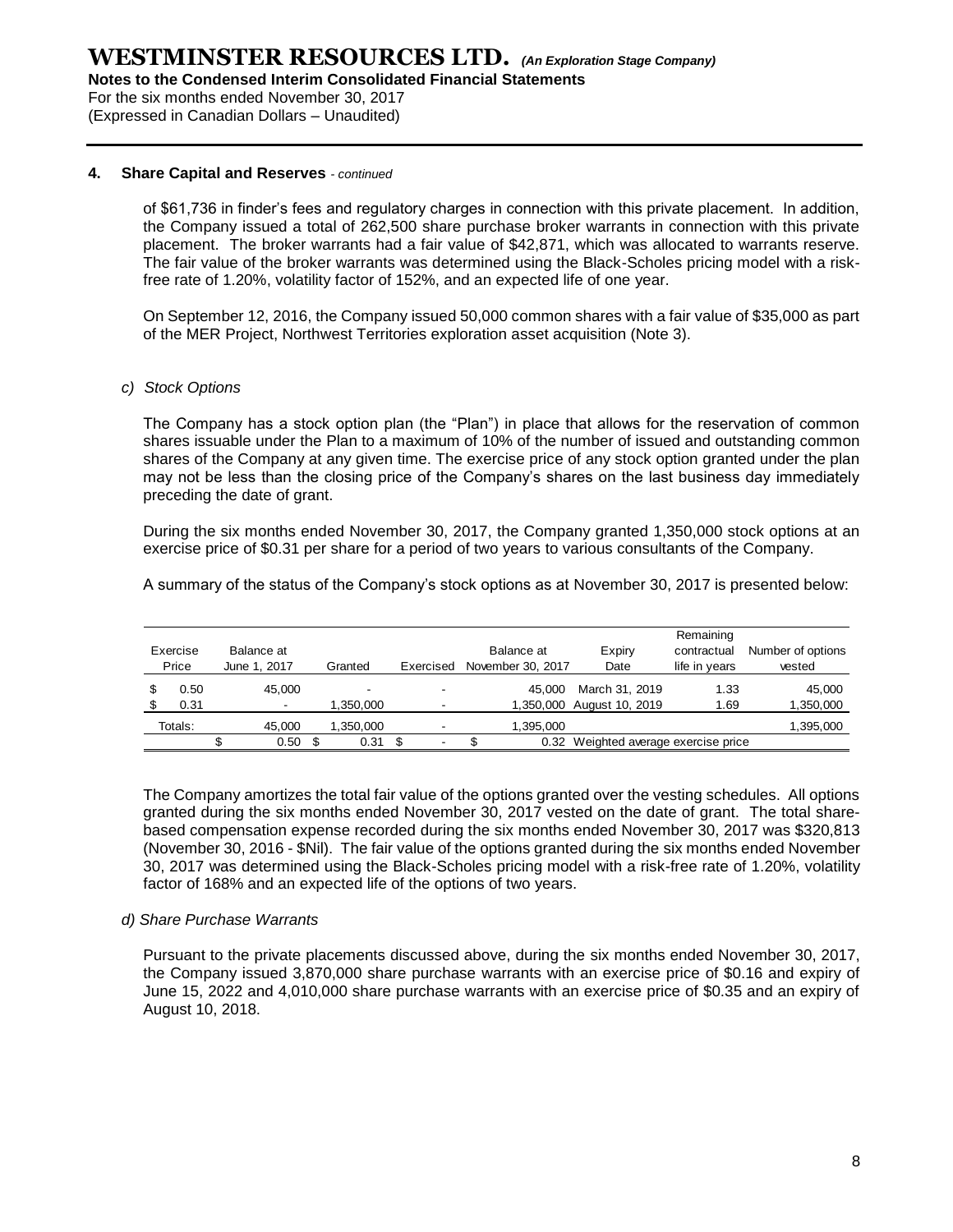#### 4. Share Capital and Reserves - *continued*

of $61,736 in finder's fees and regulatory charges in connection with this private placement. In addition, the Company issued a total of 262,500 share purchase broker warrants in connection with this private placement. The broker warrants had a fair value of $42,871, which was allocated to warrants reserve. The fair value of the broker warrants was determined using the Black-Scholes pricing model with a risk-free rate of 1.20%, volatility factor of 152%, and an expected life of one year.

On September 12, 2016, the Company issued 50,000 common shares with a fair value of $35,000 as part of the MER Project, Northwest Territories exploration asset acquisition (Note 3).

*c) Stock Options*

The Company has a stock option plan (the "Plan") in place that allows for the reservation of common shares issuable under the Plan to a maximum of 10% of the number of issued and outstanding common shares of the Company at any given time. The exercise price of any stock option granted under the plan may not be less than the closing price of the Company's shares on the last business day immediately preceding the date of grant.

During the six months ended November 30, 2017, the Company granted 1,350,000 stock options at an exercise price of $0.31 per share for a period of two years to various consultants of the Company.

A summary of the status of the Company's stock options as at November 30, 2017 is presented below:

| Exercise Price | Balance at June 1, 2017 | Granted | Exercised | Balance at November 30, 2017 | Expiry Date | Remaining contractual life in years | Number of options vested |
|---|---|---|---|---|---|---|---|
| $ 0.50 | 45,000 | - | - | 45,000 | March 31, 2019 | 1.33 | 45,000 |
| $ 0.31 | - | 1,350,000 | - | 1,350,000 | August 10, 2019 | 1.69 | 1,350,000 |
| Totals: | 45,000 | 1,350,000 | - | 1,395,000 | | | 1,395,000 |
| | $ 0.50 | $ 0.31 | $ - | $ 0.32 | Weighted average exercise price | | |

The Company amortizes the total fair value of the options granted over the vesting schedules. All options granted during the six months ended November 30, 2017 vested on the date of grant. The total share-based compensation expense recorded during the six months ended November 30, 2017 was $320,813 (November 30, 2016 - $Nil). The fair value of the options granted during the six months ended November 30, 2017 was determined using the Black-Scholes pricing model with a risk-free rate of 1.20%, volatility factor of 168% and an expected life of the options of two years.

*d) Share Purchase Warrants*

Pursuant to the private placements discussed above, during the six months ended November 30, 2017, the Company issued 3,870,000 share purchase warrants with an exercise price of $0.16 and expiry of June 15, 2022 and 4,010,000 share purchase warrants with an exercise price of $0.35 and an expiry of August 10, 2018.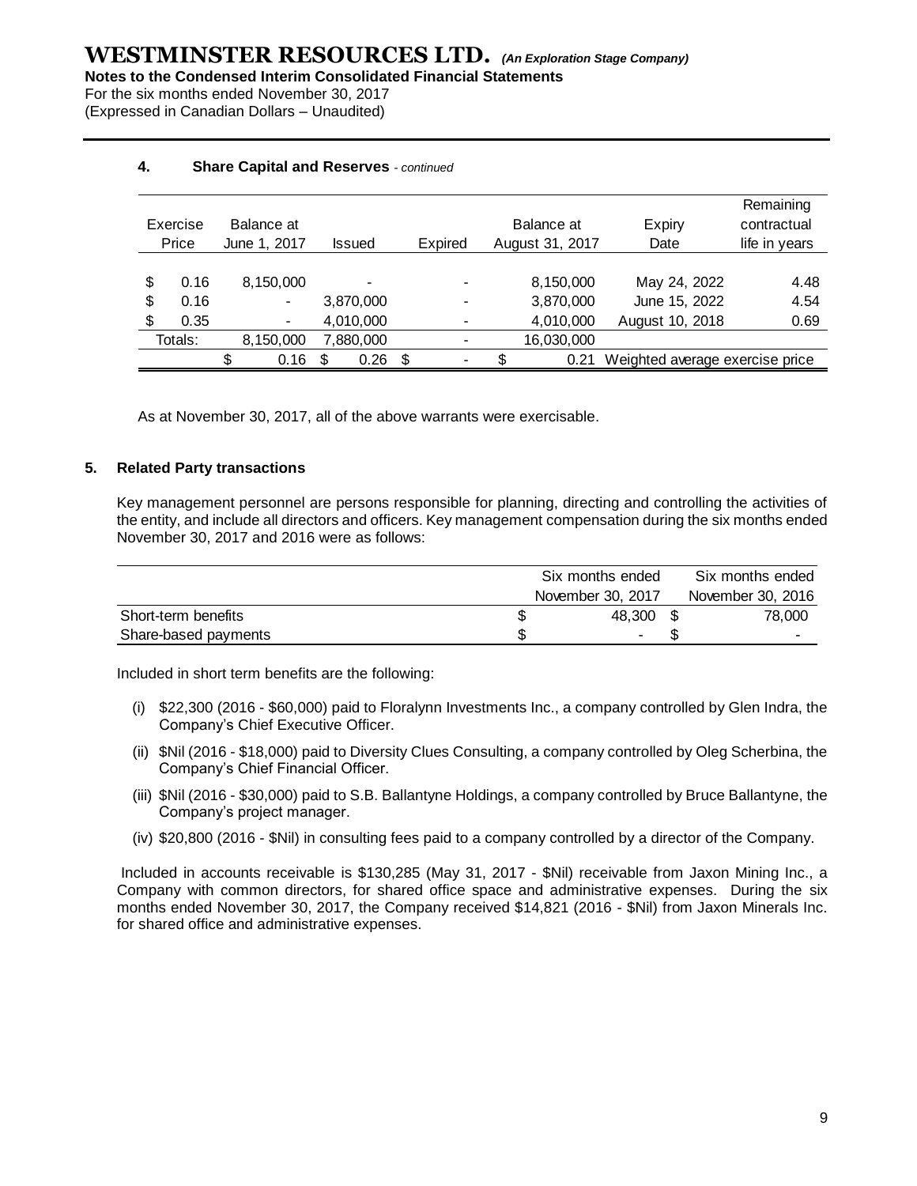#### 4. Share Capital and Reserves *- continued*

| Exercise Price | Balance at June 1, 2017 | Issued | Expired | Balance at August 31, 2017 | Expiry Date | Remaining contractual life in years |
|---|---|---|---|---|---|---|
| $ 0.16 | 8,150,000 | - | - | 8,150,000 | May 24, 2022 | 4.48 |
| $ 0.16 | - | 3,870,000 | - | 3,870,000 | June 15, 2022 | 4.54 |
| $ 0.35 | - | 4,010,000 | - | 4,010,000 | August 10, 2018 | 0.69 |
| Totals: | 8,150,000 | 7,880,000 | - | 16,030,000 | | |
| | $ 0.16 | $ 0.26 | $ - | $ 0.21 | Weighted average exercise price | |

As at November 30, 2017, all of the above warrants were exercisable.

#### 5. Related Party transactions

Key management personnel are persons responsible for planning, directing and controlling the activities of the entity, and include all directors and officers. Key management compensation during the six months ended November 30, 2017 and 2016 were as follows:

| | Six months ended November 30, 2017 | Six months ended November 30, 2016 |
|---|---|---|
| Short-term benefits | $ 48,300 | $ 78,000 |
| Share-based payments | $ - | $ - |

Included in short term benefits are the following:

(i) $22,300 (2016 - $60,000) paid to Floralynn Investments Inc., a company controlled by Glen Indra, the Company's Chief Executive Officer.

(ii) $Nil (2016 - $18,000) paid to Diversity Clues Consulting, a company controlled by Oleg Scherbina, the Company's Chief Financial Officer.

(iii) $Nil (2016 - $30,000) paid to S.B. Ballantyne Holdings, a company controlled by Bruce Ballantyne, the Company's project manager.

(iv) $20,800 (2016 - $Nil) in consulting fees paid to a company controlled by a director of the Company.

Included in accounts receivable is $130,285 (May 31, 2017 - $Nil) receivable from Jaxon Mining Inc., a Company with common directors, for shared office space and administrative expenses. During the six months ended November 30, 2017, the Company received $14,821 (2016 - $Nil) from Jaxon Minerals Inc. for shared office and administrative expenses.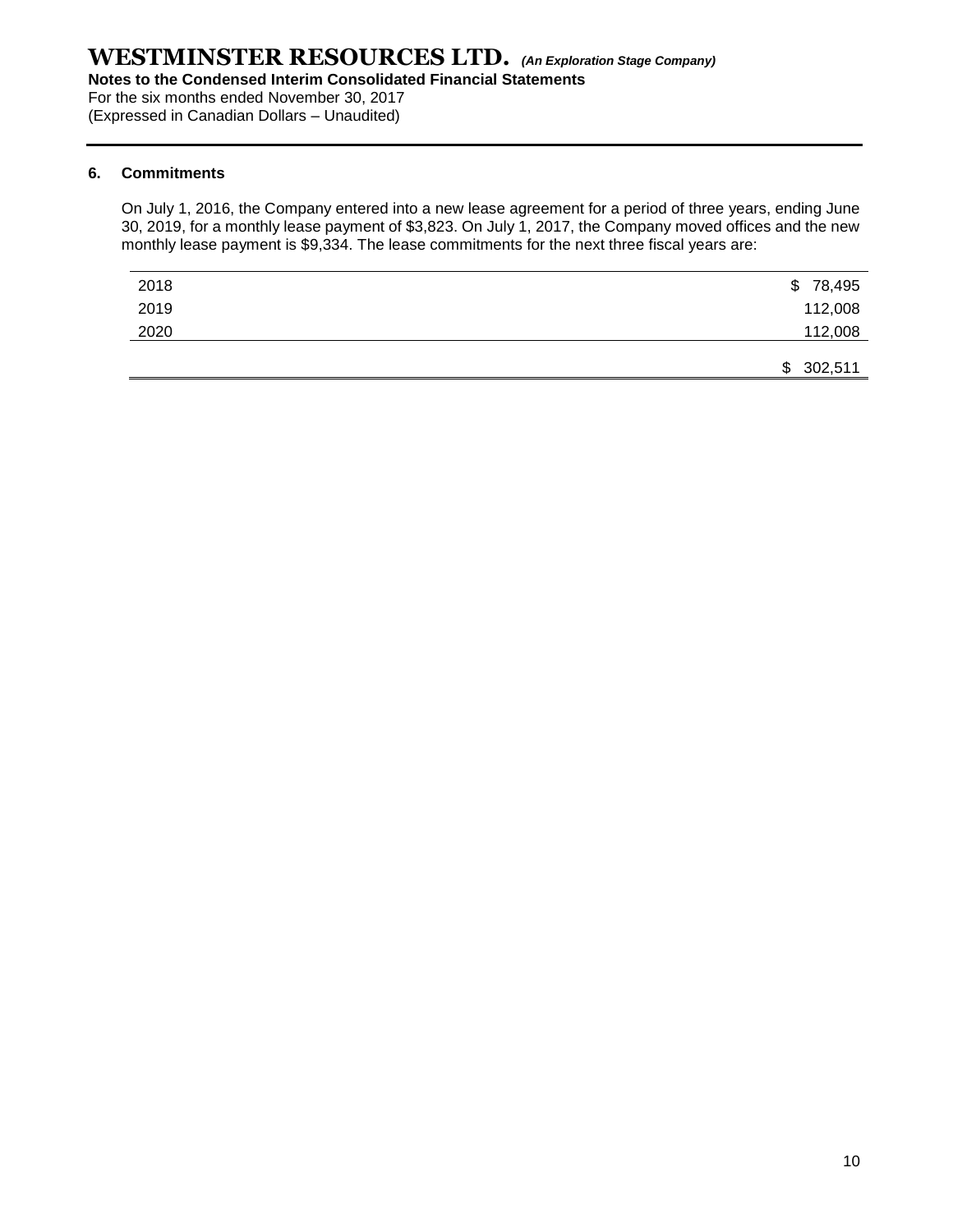## 6. Commitments

On July 1, 2016, the Company entered into a new lease agreement for a period of three years, ending June 30, 2019, for a monthly lease payment of $3,823. On July 1, 2017, the Company moved offices and the new monthly lease payment is $9,334. The lease commitments for the next three fiscal years are:

| | |
|---|---|
| 2018 | $ 78,495 |
| 2019 | 112,008 |
| 2020 | 112,008 |
| | $ 302,511 |